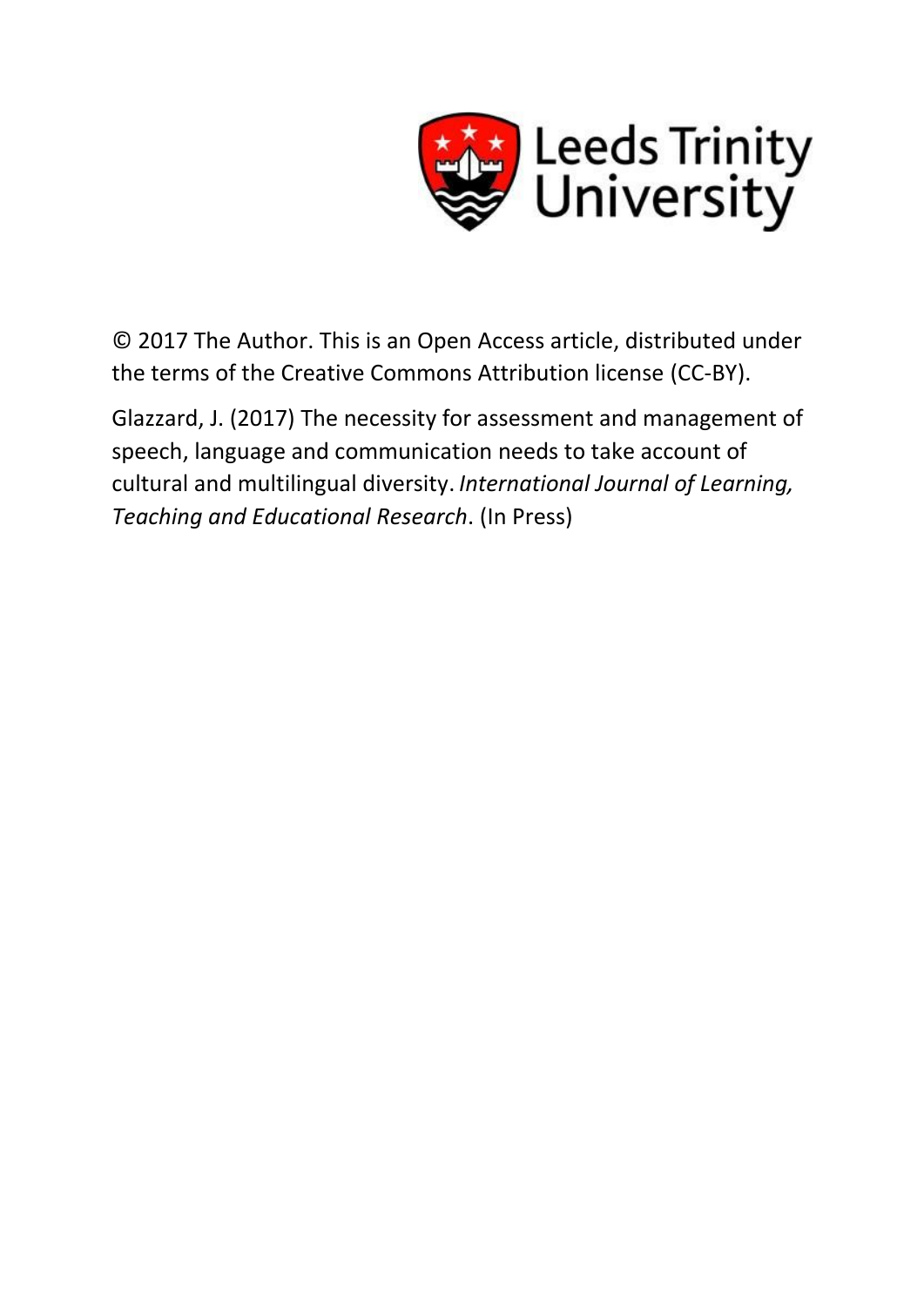Leeds Trinity University

© 2017 The Author. This is an Open Access article, distributed under the terms of the Creative Commons Attribution license (CC-BY).

Glazzard, J. (2017) The necessity for assessment and management of speech, language and communication needs to take account of cultural and multilingual diversity. *International Journal of Learning, Teaching and Educational Research*. (In Press)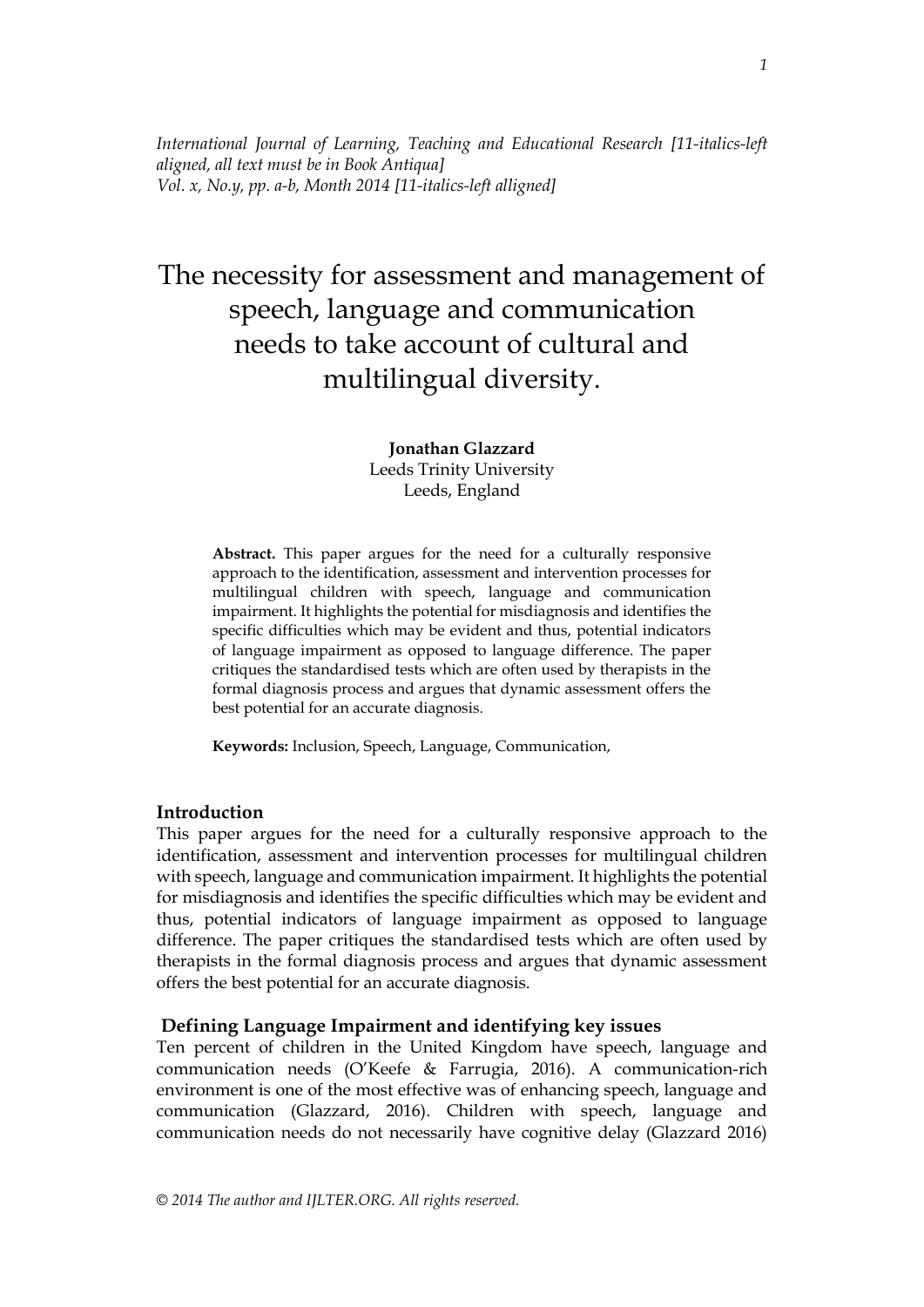*International Journal of Learning, Teaching and Educational Research [11-italics-left aligned, all text must be in Book Antiqua]*
*Vol. x, No.y, pp. a-b, Month 2014 [11-italics-left alligned]*

# The necessity for assessment and management of speech, language and communication needs to take account of cultural and multilingual diversity.

**Jonathan Glazzard**
Leeds Trinity University
Leeds, England

**Abstract.** This paper argues for the need for a culturally responsive approach to the identification, assessment and intervention processes for multilingual children with speech, language and communication impairment. It highlights the potential for misdiagnosis and identifies the specific difficulties which may be evident and thus, potential indicators of language impairment as opposed to language difference. The paper critiques the standardised tests which are often used by therapists in the formal diagnosis process and argues that dynamic assessment offers the best potential for an accurate diagnosis.

**Keywords:** Inclusion, Speech, Language, Communication,

## Introduction

This paper argues for the need for a culturally responsive approach to the identification, assessment and intervention processes for multilingual children with speech, language and communication impairment. It highlights the potential for misdiagnosis and identifies the specific difficulties which may be evident and thus, potential indicators of language impairment as opposed to language difference. The paper critiques the standardised tests which are often used by therapists in the formal diagnosis process and argues that dynamic assessment offers the best potential for an accurate diagnosis.

## Defining Language Impairment and identifying key issues

Ten percent of children in the United Kingdom have speech, language and communication needs (O'Keefe & Farrugia, 2016). A communication-rich environment is one of the most effective was of enhancing speech, language and communication (Glazzard, 2016). Children with speech, language and communication needs do not necessarily have cognitive delay (Glazzard 2016)

*© 2014 The author and IJLTER.ORG. All rights reserved.*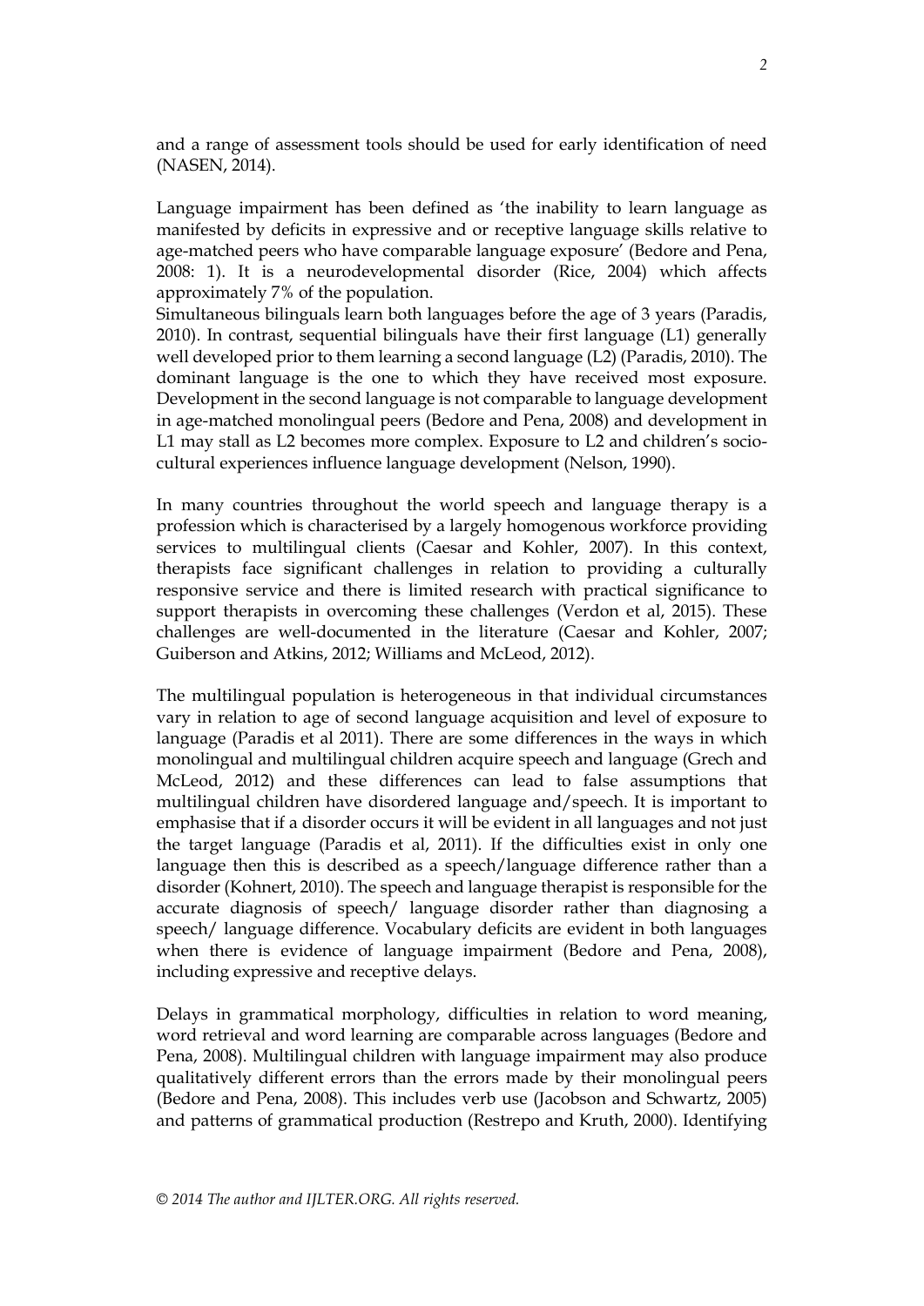and a range of assessment tools should be used for early identification of need (NASEN, 2014).

Language impairment has been defined as 'the inability to learn language as manifested by deficits in expressive and or receptive language skills relative to age-matched peers who have comparable language exposure' (Bedore and Pena, 2008: 1). It is a neurodevelopmental disorder (Rice, 2004) which affects approximately 7% of the population.

Simultaneous bilinguals learn both languages before the age of 3 years (Paradis, 2010). In contrast, sequential bilinguals have their first language (L1) generally well developed prior to them learning a second language (L2) (Paradis, 2010). The dominant language is the one to which they have received most exposure. Development in the second language is not comparable to language development in age-matched monolingual peers (Bedore and Pena, 2008) and development in L1 may stall as L2 becomes more complex. Exposure to L2 and children's socio-cultural experiences influence language development (Nelson, 1990).

In many countries throughout the world speech and language therapy is a profession which is characterised by a largely homogenous workforce providing services to multilingual clients (Caesar and Kohler, 2007). In this context, therapists face significant challenges in relation to providing a culturally responsive service and there is limited research with practical significance to support therapists in overcoming these challenges (Verdon et al, 2015). These challenges are well-documented in the literature (Caesar and Kohler, 2007; Guiberson and Atkins, 2012; Williams and McLeod, 2012).

The multilingual population is heterogeneous in that individual circumstances vary in relation to age of second language acquisition and level of exposure to language (Paradis et al 2011). There are some differences in the ways in which monolingual and multilingual children acquire speech and language (Grech and McLeod, 2012) and these differences can lead to false assumptions that multilingual children have disordered language and/speech. It is important to emphasise that if a disorder occurs it will be evident in all languages and not just the target language (Paradis et al, 2011). If the difficulties exist in only one language then this is described as a speech/language difference rather than a disorder (Kohnert, 2010). The speech and language therapist is responsible for the accurate diagnosis of speech/ language disorder rather than diagnosing a speech/ language difference. Vocabulary deficits are evident in both languages when there is evidence of language impairment (Bedore and Pena, 2008), including expressive and receptive delays.

Delays in grammatical morphology, difficulties in relation to word meaning, word retrieval and word learning are comparable across languages (Bedore and Pena, 2008). Multilingual children with language impairment may also produce qualitatively different errors than the errors made by their monolingual peers (Bedore and Pena, 2008). This includes verb use (Jacobson and Schwartz, 2005) and patterns of grammatical production (Restrepo and Kruth, 2000). Identifying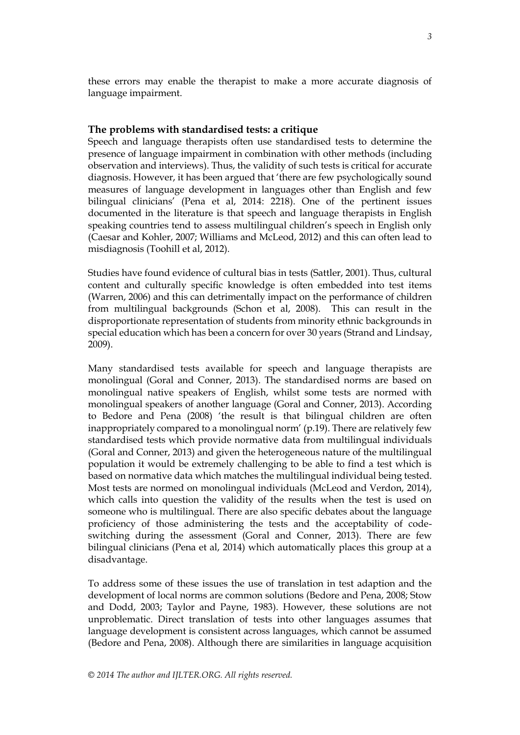these errors may enable the therapist to make a more accurate diagnosis of language impairment.

## The problems with standardised tests: a critique

Speech and language therapists often use standardised tests to determine the presence of language impairment in combination with other methods (including observation and interviews). Thus, the validity of such tests is critical for accurate diagnosis. However, it has been argued that 'there are few psychologically sound measures of language development in languages other than English and few bilingual clinicians' (Pena et al, 2014: 2218). One of the pertinent issues documented in the literature is that speech and language therapists in English speaking countries tend to assess multilingual children's speech in English only (Caesar and Kohler, 2007; Williams and McLeod, 2012) and this can often lead to misdiagnosis (Toohill et al, 2012).

Studies have found evidence of cultural bias in tests (Sattler, 2001). Thus, cultural content and culturally specific knowledge is often embedded into test items (Warren, 2006) and this can detrimentally impact on the performance of children from multilingual backgrounds (Schon et al, 2008). This can result in the disproportionate representation of students from minority ethnic backgrounds in special education which has been a concern for over 30 years (Strand and Lindsay, 2009).

Many standardised tests available for speech and language therapists are monolingual (Goral and Conner, 2013). The standardised norms are based on monolingual native speakers of English, whilst some tests are normed with monolingual speakers of another language (Goral and Conner, 2013). According to Bedore and Pena (2008) 'the result is that bilingual children are often inappropriately compared to a monolingual norm' (p.19). There are relatively few standardised tests which provide normative data from multilingual individuals (Goral and Conner, 2013) and given the heterogeneous nature of the multilingual population it would be extremely challenging to be able to find a test which is based on normative data which matches the multilingual individual being tested. Most tests are normed on monolingual individuals (McLeod and Verdon, 2014), which calls into question the validity of the results when the test is used on someone who is multilingual. There are also specific debates about the language proficiency of those administering the tests and the acceptability of code-switching during the assessment (Goral and Conner, 2013). There are few bilingual clinicians (Pena et al, 2014) which automatically places this group at a disadvantage.

To address some of these issues the use of translation in test adaption and the development of local norms are common solutions (Bedore and Pena, 2008; Stow and Dodd, 2003; Taylor and Payne, 1983). However, these solutions are not unproblematic. Direct translation of tests into other languages assumes that language development is consistent across languages, which cannot be assumed (Bedore and Pena, 2008). Although there are similarities in language acquisition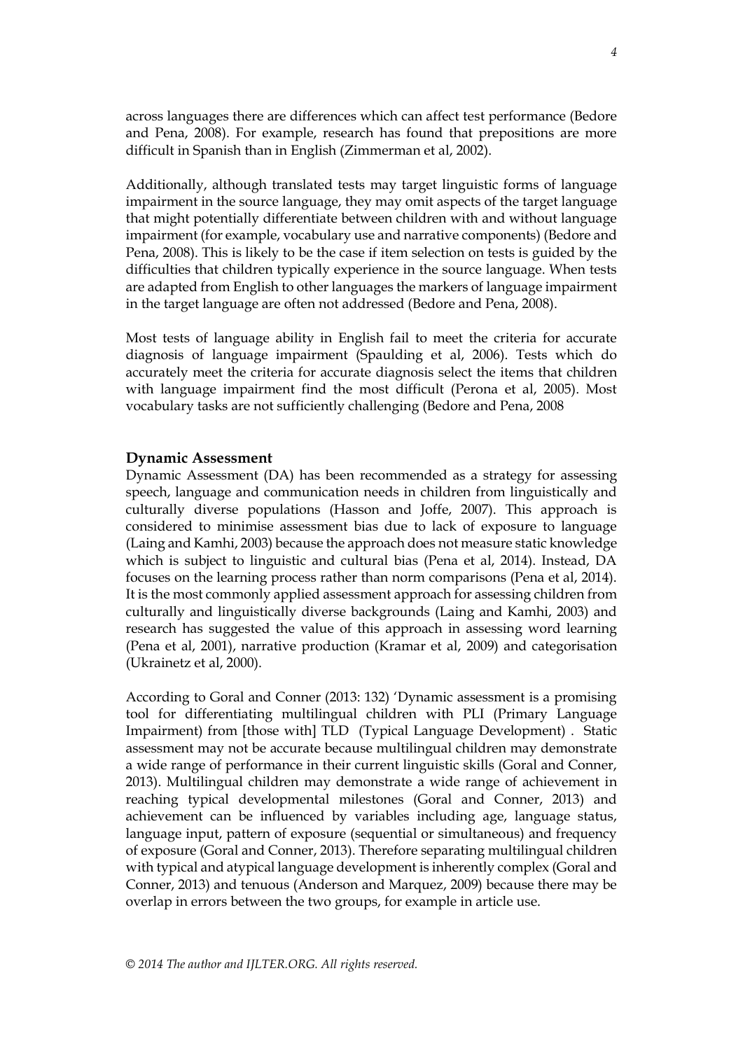across languages there are differences which can affect test performance (Bedore and Pena, 2008). For example, research has found that prepositions are more difficult in Spanish than in English (Zimmerman et al, 2002).

Additionally, although translated tests may target linguistic forms of language impairment in the source language, they may omit aspects of the target language that might potentially differentiate between children with and without language impairment (for example, vocabulary use and narrative components) (Bedore and Pena, 2008). This is likely to be the case if item selection on tests is guided by the difficulties that children typically experience in the source language. When tests are adapted from English to other languages the markers of language impairment in the target language are often not addressed (Bedore and Pena, 2008).

Most tests of language ability in English fail to meet the criteria for accurate diagnosis of language impairment (Spaulding et al, 2006). Tests which do accurately meet the criteria for accurate diagnosis select the items that children with language impairment find the most difficult (Perona et al, 2005). Most vocabulary tasks are not sufficiently challenging (Bedore and Pena, 2008

## Dynamic Assessment

Dynamic Assessment (DA) has been recommended as a strategy for assessing speech, language and communication needs in children from linguistically and culturally diverse populations (Hasson and Joffe, 2007). This approach is considered to minimise assessment bias due to lack of exposure to language (Laing and Kamhi, 2003) because the approach does not measure static knowledge which is subject to linguistic and cultural bias (Pena et al, 2014). Instead, DA focuses on the learning process rather than norm comparisons (Pena et al, 2014). It is the most commonly applied assessment approach for assessing children from culturally and linguistically diverse backgrounds (Laing and Kamhi, 2003) and research has suggested the value of this approach in assessing word learning (Pena et al, 2001), narrative production (Kramar et al, 2009) and categorisation (Ukrainetz et al, 2000).

According to Goral and Conner (2013: 132) 'Dynamic assessment is a promising tool for differentiating multilingual children with PLI (Primary Language Impairment) from [those with] TLD (Typical Language Development) . Static assessment may not be accurate because multilingual children may demonstrate a wide range of performance in their current linguistic skills (Goral and Conner, 2013). Multilingual children may demonstrate a wide range of achievement in reaching typical developmental milestones (Goral and Conner, 2013) and achievement can be influenced by variables including age, language status, language input, pattern of exposure (sequential or simultaneous) and frequency of exposure (Goral and Conner, 2013). Therefore separating multilingual children with typical and atypical language development is inherently complex (Goral and Conner, 2013) and tenuous (Anderson and Marquez, 2009) because there may be overlap in errors between the two groups, for example in article use.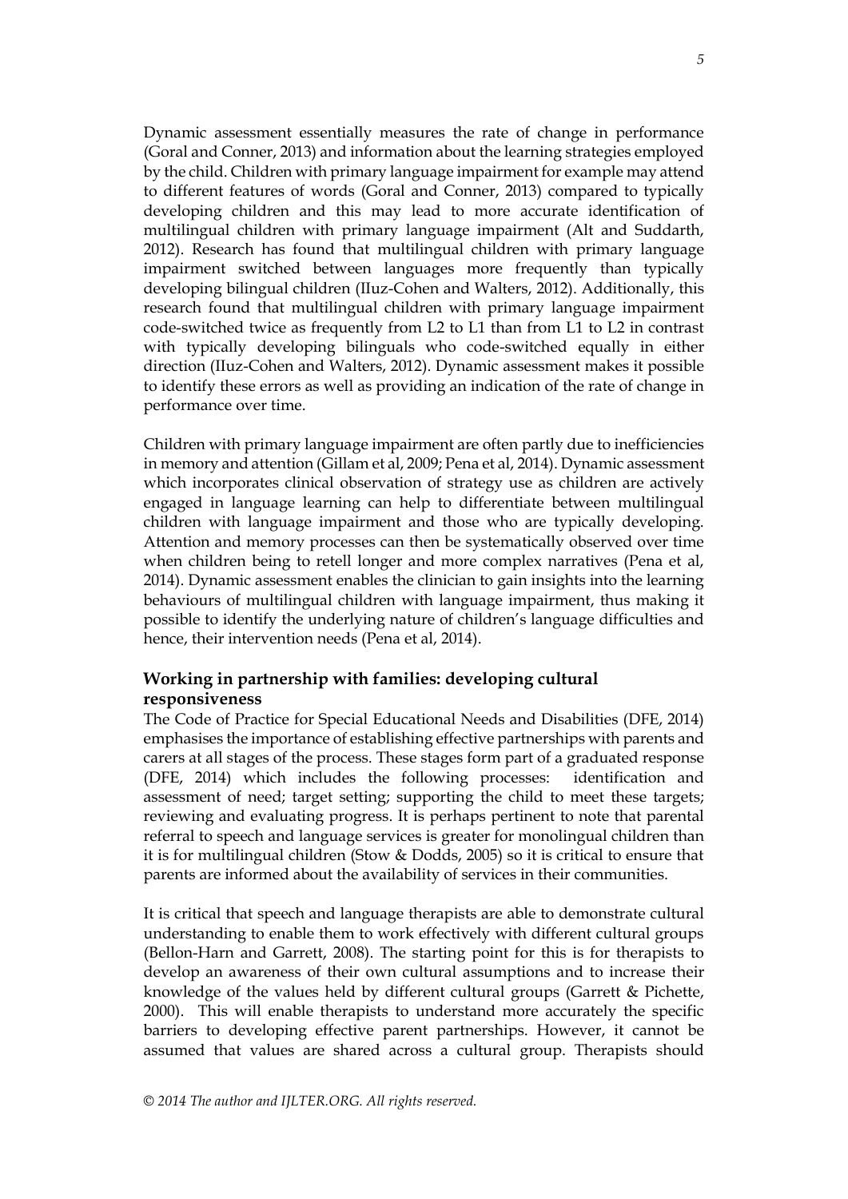Dynamic assessment essentially measures the rate of change in performance (Goral and Conner, 2013) and information about the learning strategies employed by the child. Children with primary language impairment for example may attend to different features of words (Goral and Conner, 2013) compared to typically developing children and this may lead to more accurate identification of multilingual children with primary language impairment (Alt and Suddarth, 2012). Research has found that multilingual children with primary language impairment switched between languages more frequently than typically developing bilingual children (IIuz-Cohen and Walters, 2012). Additionally, this research found that multilingual children with primary language impairment code-switched twice as frequently from L2 to L1 than from L1 to L2 in contrast with typically developing bilinguals who code-switched equally in either direction (IIuz-Cohen and Walters, 2012). Dynamic assessment makes it possible to identify these errors as well as providing an indication of the rate of change in performance over time.

Children with primary language impairment are often partly due to inefficiencies in memory and attention (Gillam et al, 2009; Pena et al, 2014). Dynamic assessment which incorporates clinical observation of strategy use as children are actively engaged in language learning can help to differentiate between multilingual children with language impairment and those who are typically developing. Attention and memory processes can then be systematically observed over time when children being to retell longer and more complex narratives (Pena et al, 2014). Dynamic assessment enables the clinician to gain insights into the learning behaviours of multilingual children with language impairment, thus making it possible to identify the underlying nature of children's language difficulties and hence, their intervention needs (Pena et al, 2014).

### Working in partnership with families: developing cultural responsiveness

The Code of Practice for Special Educational Needs and Disabilities (DFE, 2014) emphasises the importance of establishing effective partnerships with parents and carers at all stages of the process. These stages form part of a graduated response (DFE, 2014) which includes the following processes: identification and assessment of need; target setting; supporting the child to meet these targets; reviewing and evaluating progress. It is perhaps pertinent to note that parental referral to speech and language services is greater for monolingual children than it is for multilingual children (Stow & Dodds, 2005) so it is critical to ensure that parents are informed about the availability of services in their communities.

It is critical that speech and language therapists are able to demonstrate cultural understanding to enable them to work effectively with different cultural groups (Bellon-Harn and Garrett, 2008). The starting point for this is for therapists to develop an awareness of their own cultural assumptions and to increase their knowledge of the values held by different cultural groups (Garrett & Pichette, 2000). This will enable therapists to understand more accurately the specific barriers to developing effective parent partnerships. However, it cannot be assumed that values are shared across a cultural group. Therapists should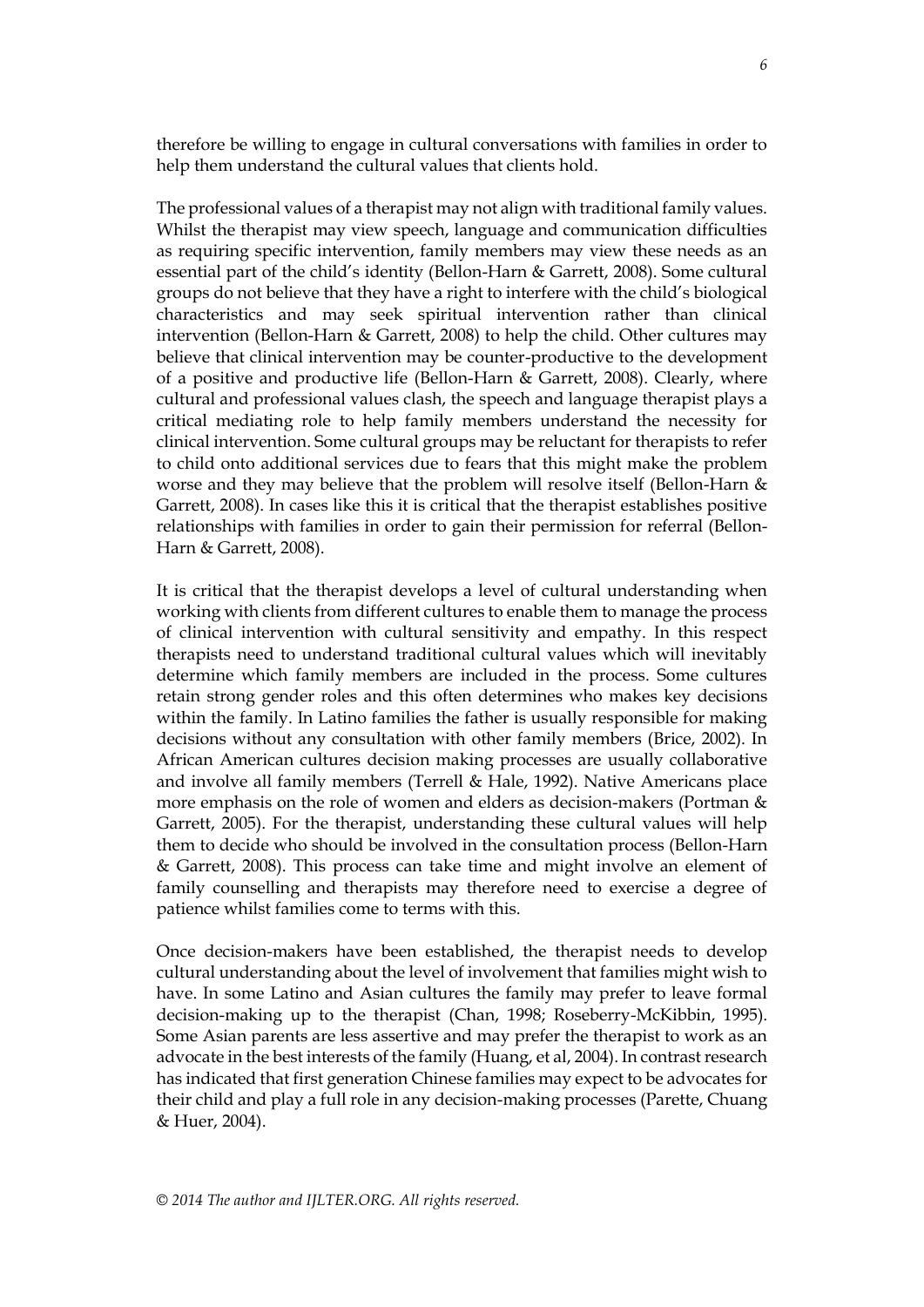therefore be willing to engage in cultural conversations with families in order to help them understand the cultural values that clients hold.

The professional values of a therapist may not align with traditional family values. Whilst the therapist may view speech, language and communication difficulties as requiring specific intervention, family members may view these needs as an essential part of the child's identity (Bellon-Harn & Garrett, 2008). Some cultural groups do not believe that they have a right to interfere with the child's biological characteristics and may seek spiritual intervention rather than clinical intervention (Bellon-Harn & Garrett, 2008) to help the child. Other cultures may believe that clinical intervention may be counter-productive to the development of a positive and productive life (Bellon-Harn & Garrett, 2008). Clearly, where cultural and professional values clash, the speech and language therapist plays a critical mediating role to help family members understand the necessity for clinical intervention. Some cultural groups may be reluctant for therapists to refer to child onto additional services due to fears that this might make the problem worse and they may believe that the problem will resolve itself (Bellon-Harn & Garrett, 2008). In cases like this it is critical that the therapist establishes positive relationships with families in order to gain their permission for referral (Bellon-Harn & Garrett, 2008).

It is critical that the therapist develops a level of cultural understanding when working with clients from different cultures to enable them to manage the process of clinical intervention with cultural sensitivity and empathy. In this respect therapists need to understand traditional cultural values which will inevitably determine which family members are included in the process. Some cultures retain strong gender roles and this often determines who makes key decisions within the family. In Latino families the father is usually responsible for making decisions without any consultation with other family members (Brice, 2002). In African American cultures decision making processes are usually collaborative and involve all family members (Terrell & Hale, 1992). Native Americans place more emphasis on the role of women and elders as decision-makers (Portman & Garrett, 2005). For the therapist, understanding these cultural values will help them to decide who should be involved in the consultation process (Bellon-Harn & Garrett, 2008). This process can take time and might involve an element of family counselling and therapists may therefore need to exercise a degree of patience whilst families come to terms with this.

Once decision-makers have been established, the therapist needs to develop cultural understanding about the level of involvement that families might wish to have. In some Latino and Asian cultures the family may prefer to leave formal decision-making up to the therapist (Chan, 1998; Roseberry-McKibbin, 1995). Some Asian parents are less assertive and may prefer the therapist to work as an advocate in the best interests of the family (Huang, et al, 2004). In contrast research has indicated that first generation Chinese families may expect to be advocates for their child and play a full role in any decision-making processes (Parette, Chuang & Huer, 2004).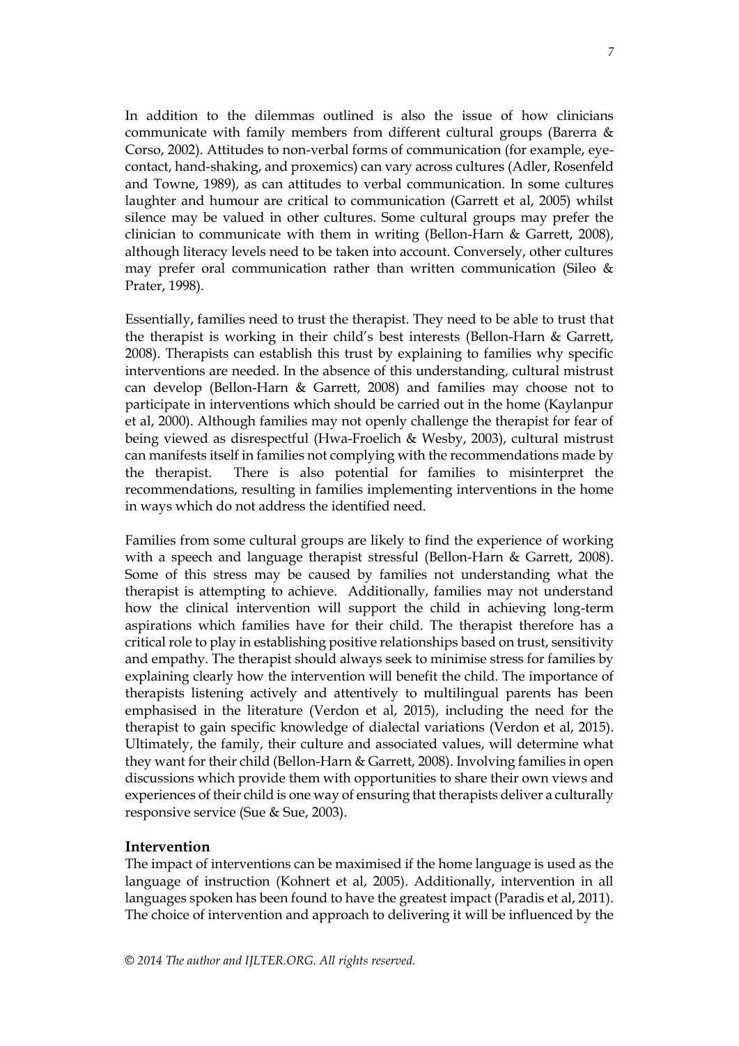In addition to the dilemmas outlined is also the issue of how clinicians communicate with family members from different cultural groups (Barerra & Corso, 2002). Attitudes to non-verbal forms of communication (for example, eye-contact, hand-shaking, and proxemics) can vary across cultures (Adler, Rosenfeld and Towne, 1989), as can attitudes to verbal communication. In some cultures laughter and humour are critical to communication (Garrett et al, 2005) whilst silence may be valued in other cultures. Some cultural groups may prefer the clinician to communicate with them in writing (Bellon-Harn & Garrett, 2008), although literacy levels need to be taken into account. Conversely, other cultures may prefer oral communication rather than written communication (Sileo & Prater, 1998).

Essentially, families need to trust the therapist. They need to be able to trust that the therapist is working in their child's best interests (Bellon-Harn & Garrett, 2008). Therapists can establish this trust by explaining to families why specific interventions are needed. In the absence of this understanding, cultural mistrust can develop (Bellon-Harn & Garrett, 2008) and families may choose not to participate in interventions which should be carried out in the home (Kaylanpur et al, 2000). Although families may not openly challenge the therapist for fear of being viewed as disrespectful (Hwa-Froelich & Wesby, 2003), cultural mistrust can manifests itself in families not complying with the recommendations made by the therapist. There is also potential for families to misinterpret the recommendations, resulting in families implementing interventions in the home in ways which do not address the identified need.

Families from some cultural groups are likely to find the experience of working with a speech and language therapist stressful (Bellon-Harn & Garrett, 2008). Some of this stress may be caused by families not understanding what the therapist is attempting to achieve. Additionally, families may not understand how the clinical intervention will support the child in achieving long-term aspirations which families have for their child. The therapist therefore has a critical role to play in establishing positive relationships based on trust, sensitivity and empathy. The therapist should always seek to minimise stress for families by explaining clearly how the intervention will benefit the child. The importance of therapists listening actively and attentively to multilingual parents has been emphasised in the literature (Verdon et al, 2015), including the need for the therapist to gain specific knowledge of dialectal variations (Verdon et al, 2015). Ultimately, the family, their culture and associated values, will determine what they want for their child (Bellon-Harn & Garrett, 2008). Involving families in open discussions which provide them with opportunities to share their own views and experiences of their child is one way of ensuring that therapists deliver a culturally responsive service (Sue & Sue, 2003).

## Intervention

The impact of interventions can be maximised if the home language is used as the language of instruction (Kohnert et al, 2005). Additionally, intervention in all languages spoken has been found to have the greatest impact (Paradis et al, 2011). The choice of intervention and approach to delivering it will be influenced by the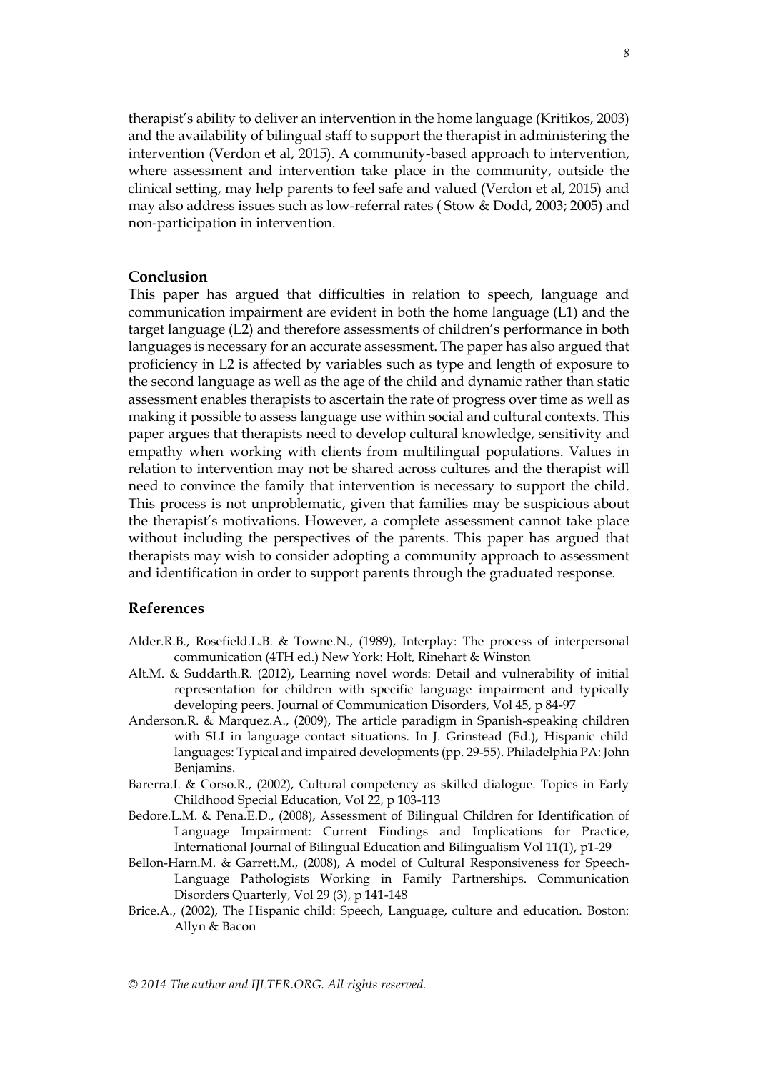therapist's ability to deliver an intervention in the home language (Kritikos, 2003) and the availability of bilingual staff to support the therapist in administering the intervention (Verdon et al, 2015). A community-based approach to intervention, where assessment and intervention take place in the community, outside the clinical setting, may help parents to feel safe and valued (Verdon et al, 2015) and may also address issues such as low-referral rates ( Stow & Dodd, 2003; 2005) and non-participation in intervention.

## Conclusion

This paper has argued that difficulties in relation to speech, language and communication impairment are evident in both the home language (L1) and the target language (L2) and therefore assessments of children's performance in both languages is necessary for an accurate assessment. The paper has also argued that proficiency in L2 is affected by variables such as type and length of exposure to the second language as well as the age of the child and dynamic rather than static assessment enables therapists to ascertain the rate of progress over time as well as making it possible to assess language use within social and cultural contexts. This paper argues that therapists need to develop cultural knowledge, sensitivity and empathy when working with clients from multilingual populations. Values in relation to intervention may not be shared across cultures and the therapist will need to convince the family that intervention is necessary to support the child. This process is not unproblematic, given that families may be suspicious about the therapist's motivations. However, a complete assessment cannot take place without including the perspectives of the parents. This paper has argued that therapists may wish to consider adopting a community approach to assessment and identification in order to support parents through the graduated response.

## References

Alder.R.B., Rosefield.L.B. & Towne.N., (1989), Interplay: The process of interpersonal communication (4TH ed.) New York: Holt, Rinehart & Winston

Alt.M. & Suddarth.R. (2012), Learning novel words: Detail and vulnerability of initial representation for children with specific language impairment and typically developing peers. Journal of Communication Disorders, Vol 45, p 84-97

Anderson.R. & Marquez.A., (2009), The article paradigm in Spanish-speaking children with SLI in language contact situations. In J. Grinstead (Ed.), Hispanic child languages: Typical and impaired developments (pp. 29-55). Philadelphia PA: John Benjamins.

Barerra.I. & Corso.R., (2002), Cultural competency as skilled dialogue. Topics in Early Childhood Special Education, Vol 22, p 103-113

Bedore.L.M. & Pena.E.D., (2008), Assessment of Bilingual Children for Identification of Language Impairment: Current Findings and Implications for Practice, International Journal of Bilingual Education and Bilingualism Vol 11(1), p1-29

Bellon-Harn.M. & Garrett.M., (2008), A model of Cultural Responsiveness for Speech-Language Pathologists Working in Family Partnerships. Communication Disorders Quarterly, Vol 29 (3), p 141-148

Brice.A., (2002), The Hispanic child: Speech, Language, culture and education. Boston: Allyn & Bacon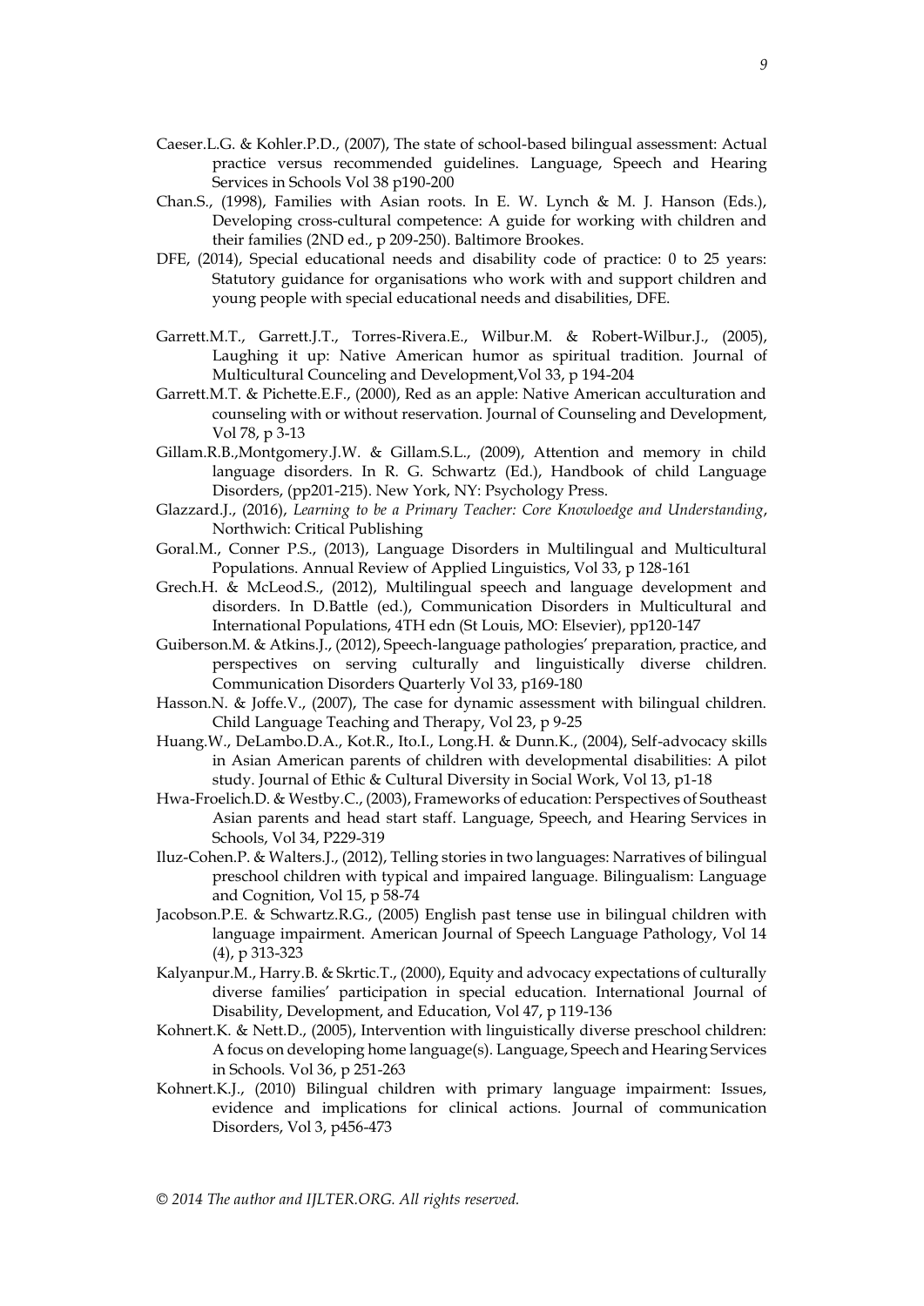Caeser.L.G. & Kohler.P.D., (2007), The state of school-based bilingual assessment: Actual practice versus recommended guidelines. Language, Speech and Hearing Services in Schools Vol 38 p190-200

Chan.S., (1998), Families with Asian roots. In E. W. Lynch & M. J. Hanson (Eds.), Developing cross-cultural competence: A guide for working with children and their families (2ND ed., p 209-250). Baltimore Brookes.

DFE, (2014), Special educational needs and disability code of practice: 0 to 25 years: Statutory guidance for organisations who work with and support children and young people with special educational needs and disabilities, DFE.

Garrett.M.T., Garrett.J.T., Torres-Rivera.E., Wilbur.M. & Robert-Wilbur.J., (2005), Laughing it up: Native American humor as spiritual tradition. Journal of Multicultural Counceling and Development,Vol 33, p 194-204

Garrett.M.T. & Pichette.E.F., (2000), Red as an apple: Native American acculturation and counseling with or without reservation. Journal of Counseling and Development, Vol 78, p 3-13

Gillam.R.B.,Montgomery.J.W. & Gillam.S.L., (2009), Attention and memory in child language disorders. In R. G. Schwartz (Ed.), Handbook of child Language Disorders, (pp201-215). New York, NY: Psychology Press.

Glazzard.J., (2016), *Learning to be a Primary Teacher: Core Knowloedge and Understanding*, Northwich: Critical Publishing

Goral.M., Conner P.S., (2013), Language Disorders in Multilingual and Multicultural Populations. Annual Review of Applied Linguistics, Vol 33, p 128-161

Grech.H. & McLeod.S., (2012), Multilingual speech and language development and disorders. In D.Battle (ed.), Communication Disorders in Multicultural and International Populations, 4TH edn (St Louis, MO: Elsevier), pp120-147

Guiberson.M. & Atkins.J., (2012), Speech-language pathologies' preparation, practice, and perspectives on serving culturally and linguistically diverse children. Communication Disorders Quarterly Vol 33, p169-180

Hasson.N. & Joffe.V., (2007), The case for dynamic assessment with bilingual children. Child Language Teaching and Therapy, Vol 23, p 9-25

Huang.W., DeLambo.D.A., Kot.R., Ito.I., Long.H. & Dunn.K., (2004), Self-advocacy skills in Asian American parents of children with developmental disabilities: A pilot study. Journal of Ethic & Cultural Diversity in Social Work, Vol 13, p1-18

Hwa-Froelich.D. & Westby.C., (2003), Frameworks of education: Perspectives of Southeast Asian parents and head start staff. Language, Speech, and Hearing Services in Schools, Vol 34, P229-319

Iluz-Cohen.P. & Walters.J., (2012), Telling stories in two languages: Narratives of bilingual preschool children with typical and impaired language. Bilingualism: Language and Cognition, Vol 15, p 58-74

Jacobson.P.E. & Schwartz.R.G., (2005) English past tense use in bilingual children with language impairment. American Journal of Speech Language Pathology, Vol 14 (4), p 313-323

Kalyanpur.M., Harry.B. & Skrtic.T., (2000), Equity and advocacy expectations of culturally diverse families' participation in special education. International Journal of Disability, Development, and Education, Vol 47, p 119-136

Kohnert.K. & Nett.D., (2005), Intervention with linguistically diverse preschool children: A focus on developing home language(s). Language, Speech and Hearing Services in Schools. Vol 36, p 251-263

Kohnert.K.J., (2010) Bilingual children with primary language impairment: Issues, evidence and implications for clinical actions. Journal of communication Disorders, Vol 3, p456-473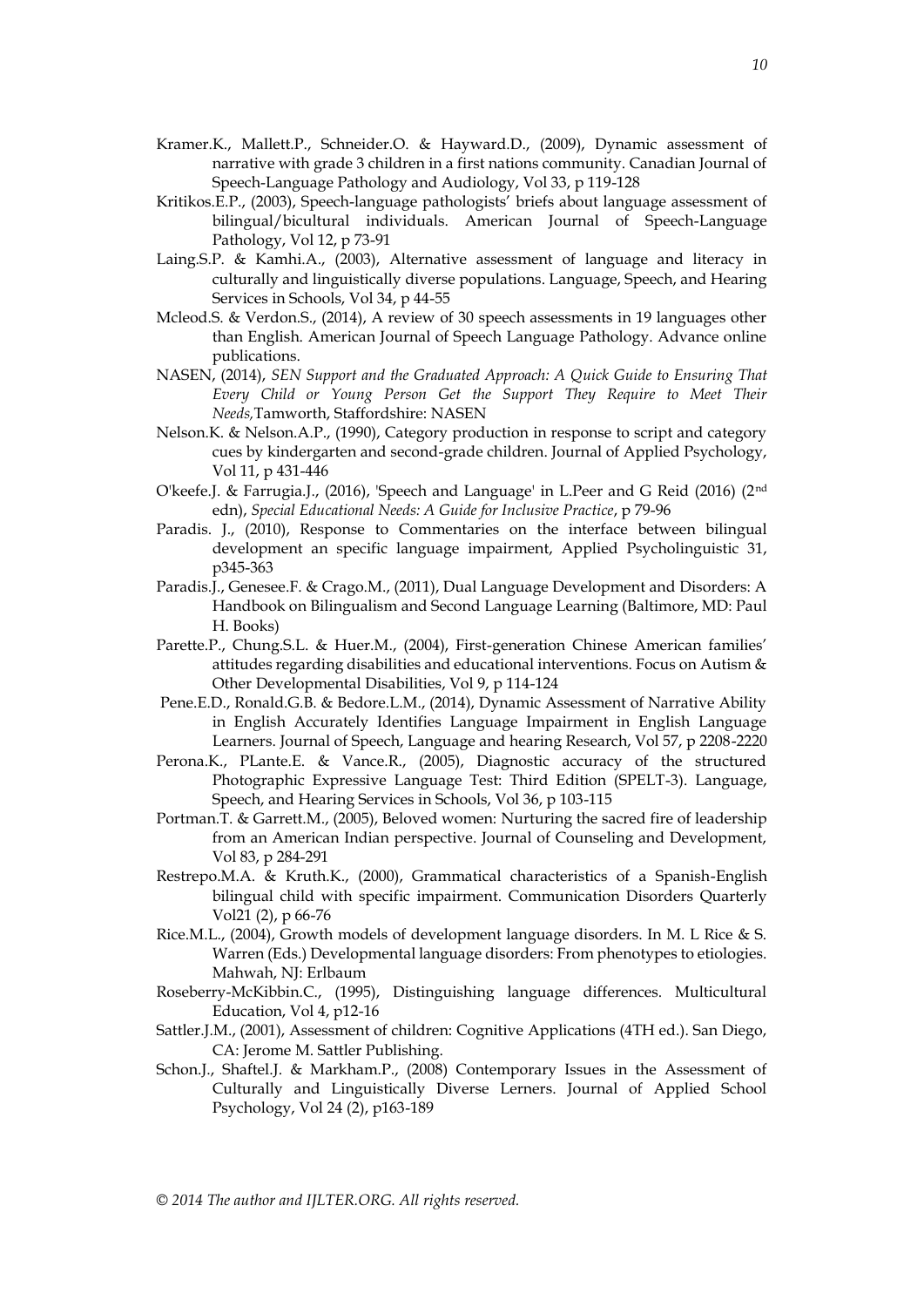Kramer.K., Mallett.P., Schneider.O. & Hayward.D., (2009), Dynamic assessment of narrative with grade 3 children in a first nations community. Canadian Journal of Speech-Language Pathology and Audiology, Vol 33, p 119-128

Kritikos.E.P., (2003), Speech-language pathologists' briefs about language assessment of bilingual/bicultural individuals. American Journal of Speech-Language Pathology, Vol 12, p 73-91

Laing.S.P. & Kamhi.A., (2003), Alternative assessment of language and literacy in culturally and linguistically diverse populations. Language, Speech, and Hearing Services in Schools, Vol 34, p 44-55

Mcleod.S. & Verdon.S., (2014), A review of 30 speech assessments in 19 languages other than English. American Journal of Speech Language Pathology. Advance online publications.

NASEN, (2014), *SEN Support and the Graduated Approach: A Quick Guide to Ensuring That Every Child or Young Person Get the Support They Require to Meet Their Needs,*Tamworth, Staffordshire: NASEN

Nelson.K. & Nelson.A.P., (1990), Category production in response to script and category cues by kindergarten and second-grade children. Journal of Applied Psychology, Vol 11, p 431-446

O'keefe.J. & Farrugia.J., (2016), 'Speech and Language' in L.Peer and G Reid (2016) (2nd edn), *Special Educational Needs: A Guide for Inclusive Practice*, p 79-96

Paradis. J., (2010), Response to Commentaries on the interface between bilingual development an specific language impairment, Applied Psycholinguistic 31, p345-363

Paradis.J., Genesee.F. & Crago.M., (2011), Dual Language Development and Disorders: A Handbook on Bilingualism and Second Language Learning (Baltimore, MD: Paul H. Books)

Parette.P., Chung.S.L. & Huer.M., (2004), First-generation Chinese American families' attitudes regarding disabilities and educational interventions. Focus on Autism & Other Developmental Disabilities, Vol 9, p 114-124

Pene.E.D., Ronald.G.B. & Bedore.L.M., (2014), Dynamic Assessment of Narrative Ability in English Accurately Identifies Language Impairment in English Language Learners. Journal of Speech, Language and hearing Research, Vol 57, p 2208-2220

Perona.K., PLante.E. & Vance.R., (2005), Diagnostic accuracy of the structured Photographic Expressive Language Test: Third Edition (SPELT-3). Language, Speech, and Hearing Services in Schools, Vol 36, p 103-115

Portman.T. & Garrett.M., (2005), Beloved women: Nurturing the sacred fire of leadership from an American Indian perspective. Journal of Counseling and Development, Vol 83, p 284-291

Restrepo.M.A. & Kruth.K., (2000), Grammatical characteristics of a Spanish-English bilingual child with specific impairment. Communication Disorders Quarterly Vol21 (2), p 66-76

Rice.M.L., (2004), Growth models of development language disorders. In M. L Rice & S. Warren (Eds.) Developmental language disorders: From phenotypes to etiologies. Mahwah, NJ: Erlbaum

Roseberry-McKibbin.C., (1995), Distinguishing language differences. Multicultural Education, Vol 4, p12-16

Sattler.J.M., (2001), Assessment of children: Cognitive Applications (4TH ed.). San Diego, CA: Jerome M. Sattler Publishing.

Schon.J., Shaftel.J. & Markham.P., (2008) Contemporary Issues in the Assessment of Culturally and Linguistically Diverse Lerners. Journal of Applied School Psychology, Vol 24 (2), p163-189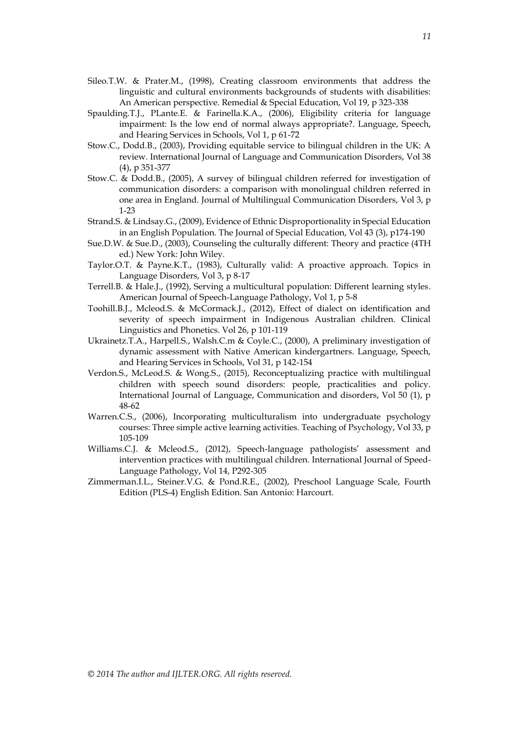Sileo.T.W. & Prater.M., (1998), Creating classroom environments that address the linguistic and cultural environments backgrounds of students with disabilities: An American perspective. Remedial & Special Education, Vol 19, p 323-338

Spaulding.T.J., PLante.E. & Farinella.K.A., (2006), Eligibility criteria for language impairment: Is the low end of normal always appropriate?. Language, Speech, and Hearing Services in Schools, Vol 1, p 61-72

Stow.C., Dodd.B., (2003), Providing equitable service to bilingual children in the UK: A review. International Journal of Language and Communication Disorders, Vol 38 (4), p 351-377

Stow.C. & Dodd.B., (2005), A survey of bilingual children referred for investigation of communication disorders: a comparison with monolingual children referred in one area in England. Journal of Multilingual Communication Disorders, Vol 3, p 1-23

Strand.S. & Lindsay.G., (2009), Evidence of Ethnic Disproportionality in Special Education in an English Population. The Journal of Special Education, Vol 43 (3), p174-190

Sue.D.W. & Sue.D., (2003), Counseling the culturally different: Theory and practice (4TH ed.) New York: John Wiley.

Taylor.O.T. & Payne.K.T., (1983), Culturally valid: A proactive approach. Topics in Language Disorders, Vol 3, p 8-17

Terrell.B. & Hale.J., (1992), Serving a multicultural population: Different learning styles. American Journal of Speech-Language Pathology, Vol 1, p 5-8

Toohill.B.J., Mcleod.S. & McCormack.J., (2012), Effect of dialect on identification and severity of speech impairment in Indigenous Australian children. Clinical Linguistics and Phonetics. Vol 26, p 101-119

Ukrainetz.T.A., Harpell.S., Walsh.C.m & Coyle.C., (2000), A preliminary investigation of dynamic assessment with Native American kindergartners. Language, Speech, and Hearing Services in Schools, Vol 31, p 142-154

Verdon.S., McLeod.S. & Wong.S., (2015), Reconceptualizing practice with multilingual children with speech sound disorders: people, practicalities and policy. International Journal of Language, Communication and disorders, Vol 50 (1), p 48-62

Warren.C.S., (2006), Incorporating multiculturalism into undergraduate psychology courses: Three simple active learning activities. Teaching of Psychology, Vol 33, p 105-109

Williams.C.J. & Mcleod.S., (2012), Speech-language pathologists' assessment and intervention practices with multilingual children. International Journal of Speed-Language Pathology, Vol 14, P292-305

Zimmerman.I.L., Steiner.V.G. & Pond.R.E., (2002), Preschool Language Scale, Fourth Edition (PLS-4) English Edition. San Antonio: Harcourt.